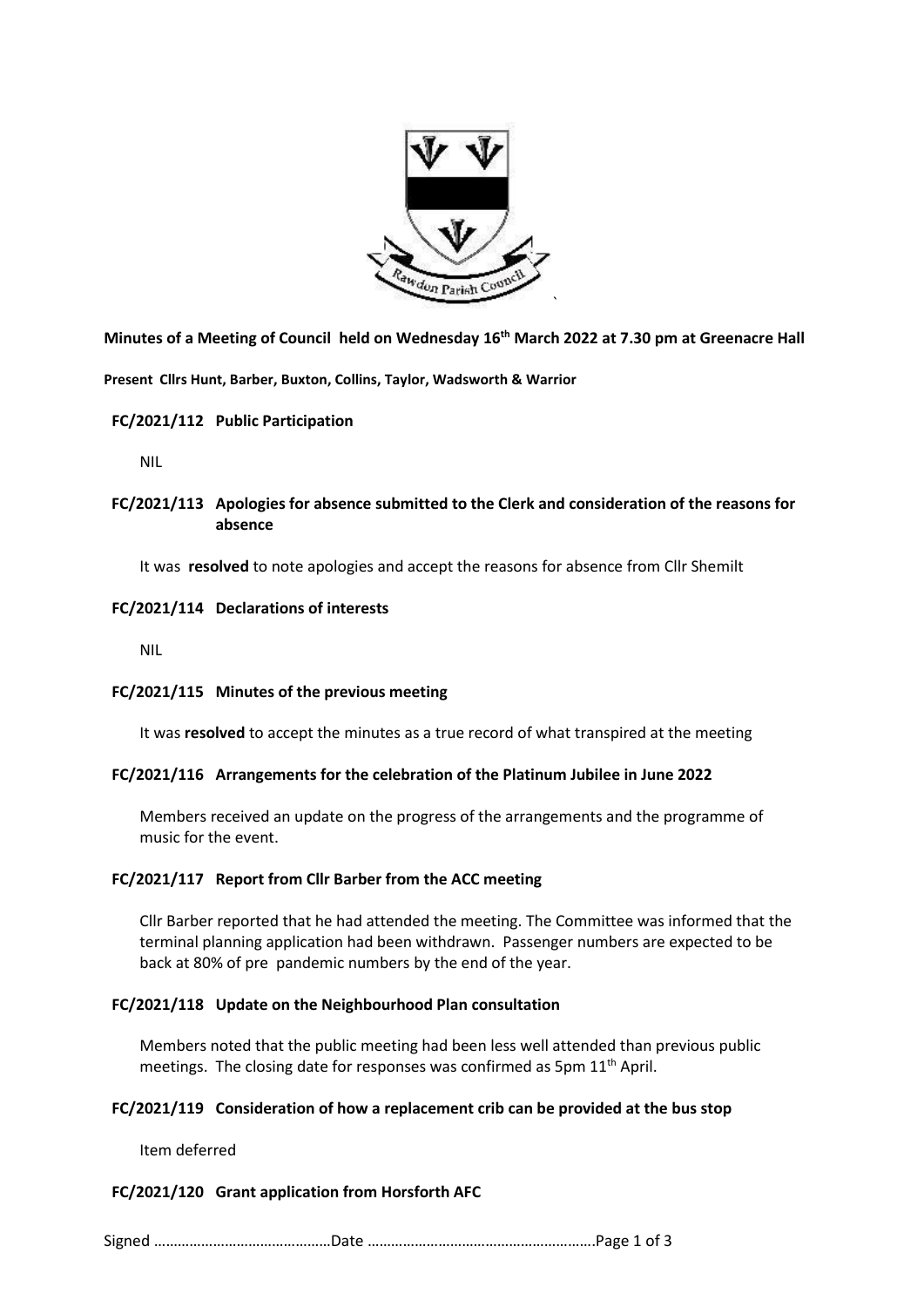**Minutes of a Meeting of Council held on Wednesday 16th March 2022 at 7.30 pm at Greenacre Hall**

**Present Cllrs Hunt, Barber, Buxton, Collins, Taylor, Wadsworth & Warrior**

**FC/2021/112 Public Participation**

NIL

**FC/2021/113 Apologies for absence submitted to the Clerk and consideration of the reasons for absence**

It was **resolved** to note apologies and accept the reasons for absence from Cllr Shemilt

**FC/2021/114 Declarations of interests**

NIL

**FC/2021/115 Minutes of the previous meeting**

It was **resolved** to accept the minutes as a true record of what transpired at the meeting

**FC/2021/116 Arrangements for the celebration of the Platinum Jubilee in June 2022**

Members received an update on the progress of the arrangements and the programme of music for the event.

**FC/2021/117 Report from Cllr Barber from the ACC meeting**

Cllr Barber reported that he had attended the meeting. The Committee was informed that the terminal planning application had been withdrawn. Passenger numbers are expected to be back at 80% of pre pandemic numbers by the end of the year.

**FC/2021/118 Update on the Neighbourhood Plan consultation**

Members noted that the public meeting had been less well attended than previous public meetings. The closing date for responses was confirmed as 5pm 11th April.

**FC/2021/119 Consideration of how a replacement crib can be provided at the bus stop**

Item deferred

**FC/2021/120 Grant application from Horsforth AFC**

Signed ……………………………………Date …………………………………………….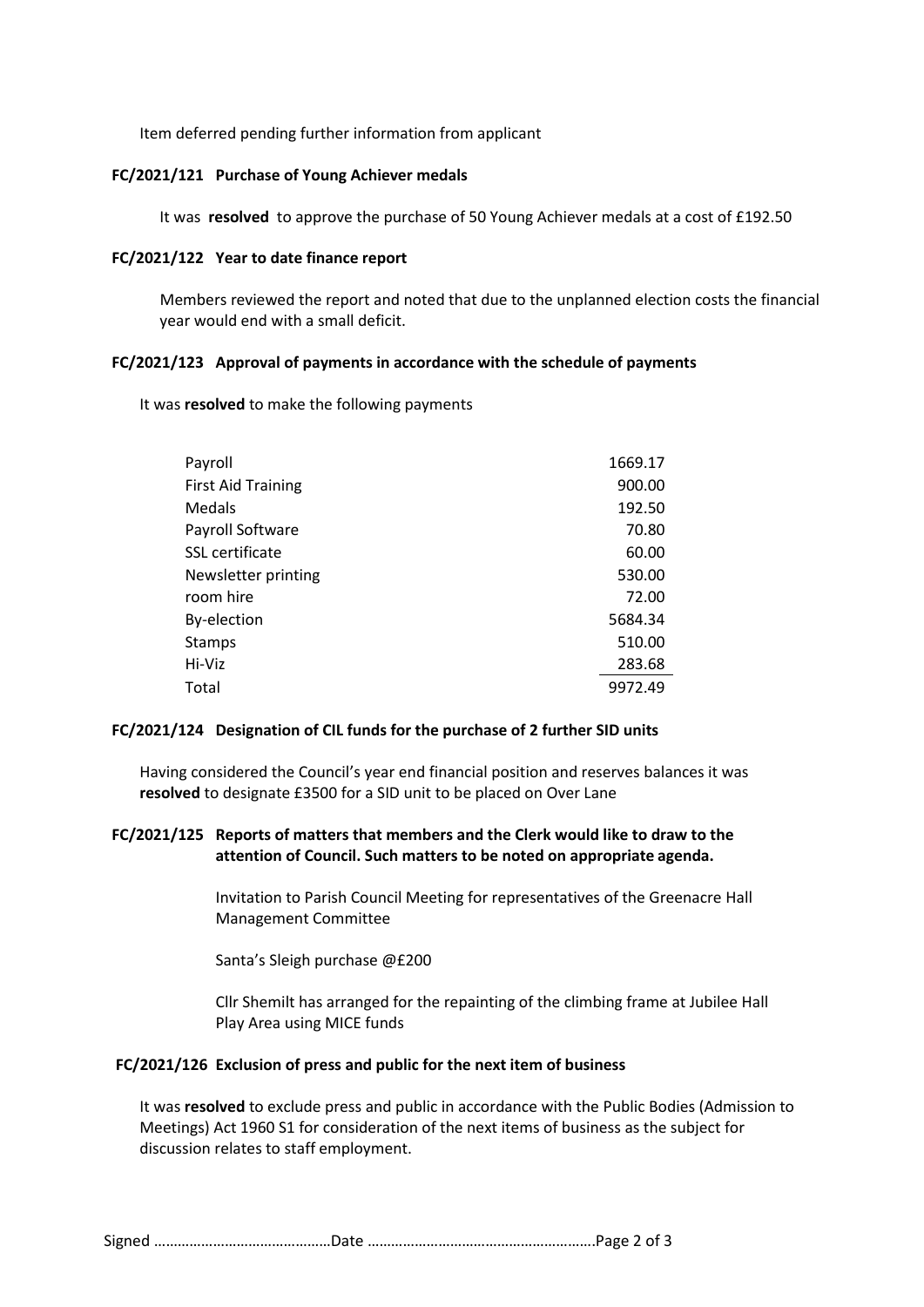Item deferred pending further information from applicant

**FC/2021/121 Purchase of Young Achiever medals**

It was **resolved** to approve the purchase of 50 Young Achiever medals at a cost of £192.50

**FC/2021/122 Year to date finance report**

Members reviewed the report and noted that due to the unplanned election costs the financial year would end with a small deficit.

**FC/2021/123 Approval of payments in accordance with the schedule of payments**

It was **resolved** to make the following payments

| | |
|---|---|
| Payroll | 1669.17 |
| First Aid Training | 900.00 |
| Medals | 192.50 |
| Payroll Software | 70.80 |
| SSL certificate | 60.00 |
| Newsletter printing | 530.00 |
| room hire | 72.00 |
| By-election | 5684.34 |
| Stamps | 510.00 |
| Hi-Viz | 283.68 |
| Total | 9972.49 |

**FC/2021/124 Designation of CIL funds for the purchase of 2 further SID units**

Having considered the Council's year end financial position and reserves balances it was **resolved** to designate £3500 for a SID unit to be placed on Over Lane

**FC/2021/125 Reports of matters that members and the Clerk would like to draw to the attention of Council. Such matters to be noted on appropriate agenda.**

Invitation to Parish Council Meeting for representatives of the Greenacre Hall Management Committee

Santa's Sleigh purchase @£200

Cllr Shemilt has arranged for the repainting of the climbing frame at Jubilee Hall Play Area using MICE funds

**FC/2021/126 Exclusion of press and public for the next item of business**

It was **resolved** to exclude press and public in accordance with the Public Bodies (Admission to Meetings) Act 1960 S1 for consideration of the next items of business as the subject for discussion relates to staff employment.

Signed ……………………………………Date …………………………………………….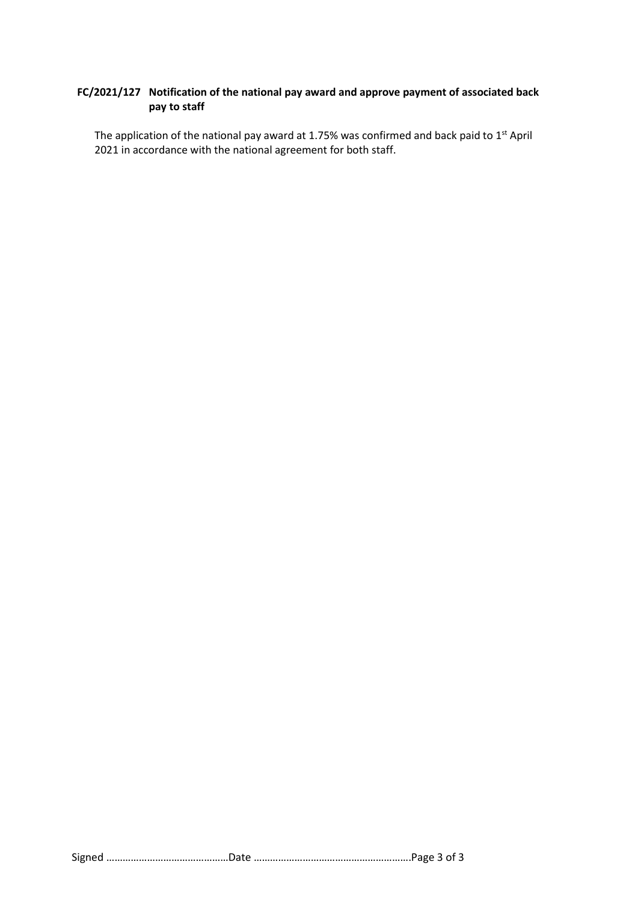**FC/2021/127 Notification of the national pay award and approve payment of associated back pay to staff**

The application of the national pay award at 1.75% was confirmed and back paid to 1st April 2021 in accordance with the national agreement for both staff.

Signed ………………………………………Date …………………………………………………